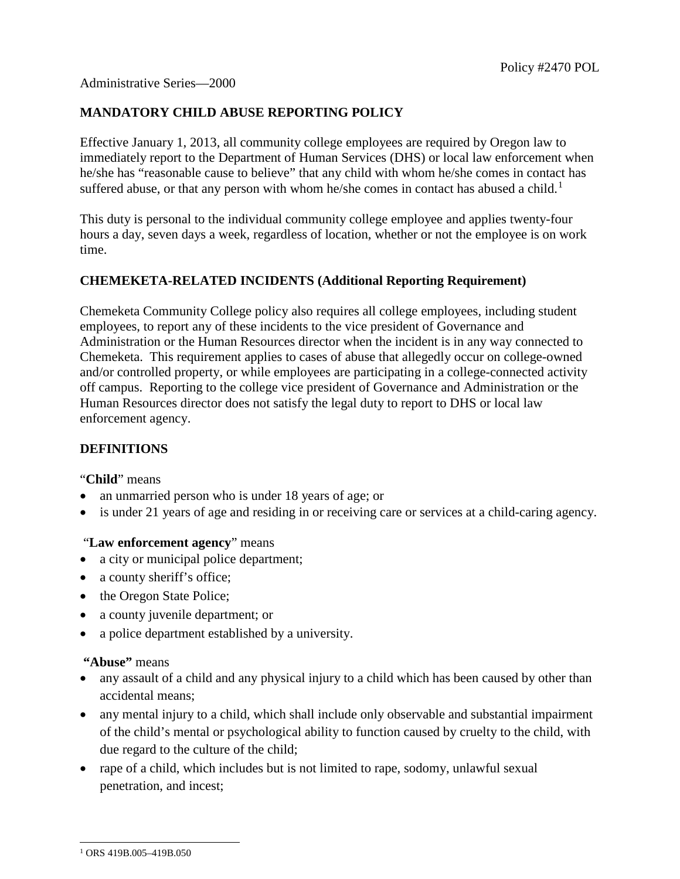Policy #2470 POL

Administrative Series—2000

## MANDATORY CHILD ABUSE REPORTING POLICY

Effective January 1, 2013, all community college employees are required by Oregon law to immediately report to the Department of Human Services (DHS) or local law enforcement when he/she has "reasonable cause to believe" that any child with whom he/she comes in contact has suffered abuse, or that any person with whom he/she comes in contact has abused a child.[1]

This duty is personal to the individual community college employee and applies twenty-four hours a day, seven days a week, regardless of location, whether or not the employee is on work time.

## CHEMEKETA-RELATED INCIDENTS (Additional Reporting Requirement)

Chemeketa Community College policy also requires all college employees, including student employees, to report any of these incidents to the vice president of Governance and Administration or the Human Resources director when the incident is in any way connected to Chemeketa. This requirement applies to cases of abuse that allegedly occur on college-owned and/or controlled property, or while employees are participating in a college-connected activity off campus. Reporting to the college vice president of Governance and Administration or the Human Resources director does not satisfy the legal duty to report to DHS or local law enforcement agency.

## DEFINITIONS

"**Child**" means

- an unmarried person who is under 18 years of age; or
- is under 21 years of age and residing in or receiving care or services at a child-caring agency.

"**Law enforcement agency**" means

- a city or municipal police department;
- a county sheriff's office;
- the Oregon State Police;
- a county juvenile department; or
- a police department established by a university.

**"Abuse"** means

- any assault of a child and any physical injury to a child which has been caused by other than accidental means;
- any mental injury to a child, which shall include only observable and substantial impairment of the child's mental or psychological ability to function caused by cruelty to the child, with due regard to the culture of the child;
- rape of a child, which includes but is not limited to rape, sodomy, unlawful sexual penetration, and incest;

[1] ORS 419B.005–419B.050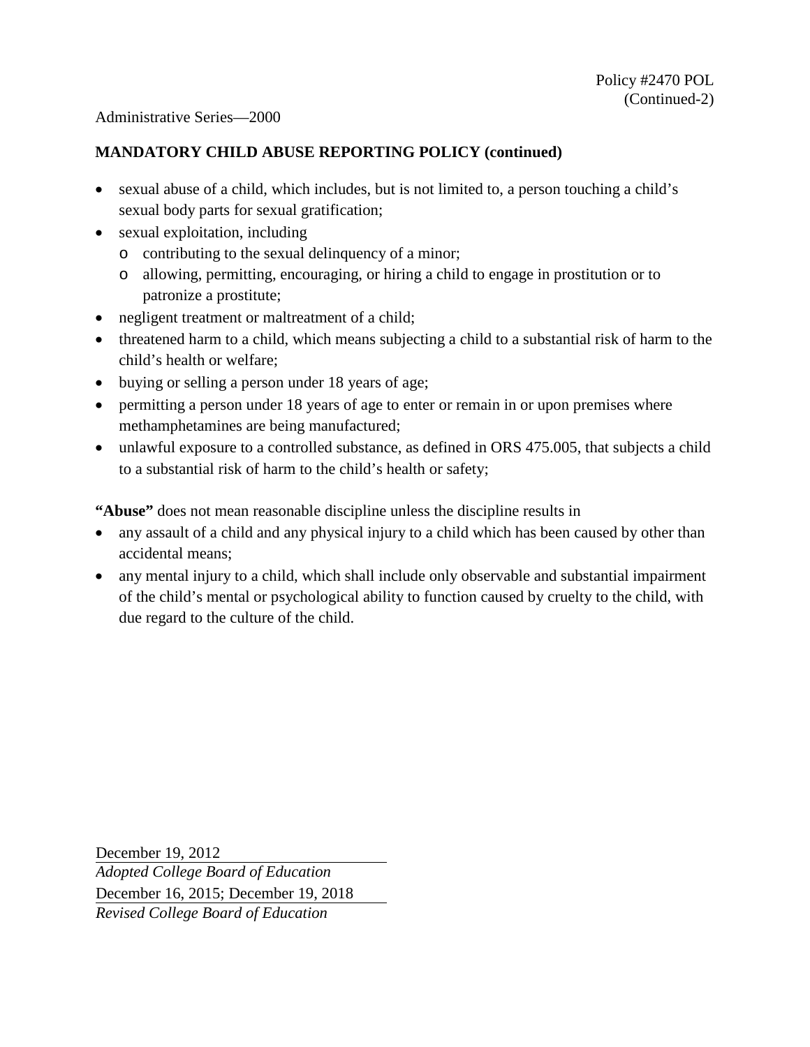Administrative Series—2000

**MANDATORY CHILD ABUSE REPORTING POLICY (continued)**

- sexual abuse of a child, which includes, but is not limited to, a person touching a child's sexual body parts for sexual gratification;
- sexual exploitation, including
  - contributing to the sexual delinquency of a minor;
  - allowing, permitting, encouraging, or hiring a child to engage in prostitution or to patronize a prostitute;
- negligent treatment or maltreatment of a child;
- threatened harm to a child, which means subjecting a child to a substantial risk of harm to the child's health or welfare;
- buying or selling a person under 18 years of age;
- permitting a person under 18 years of age to enter or remain in or upon premises where methamphetamines are being manufactured;
- unlawful exposure to a controlled substance, as defined in ORS 475.005, that subjects a child to a substantial risk of harm to the child's health or safety;

**"Abuse"** does not mean reasonable discipline unless the discipline results in

- any assault of a child and any physical injury to a child which has been caused by other than accidental means;
- any mental injury to a child, which shall include only observable and substantial impairment of the child's mental or psychological ability to function caused by cruelty to the child, with due regard to the culture of the child.

December 19, 2012
*Adopted College Board of Education*
December 16, 2015; December 19, 2018
*Revised College Board of Education*